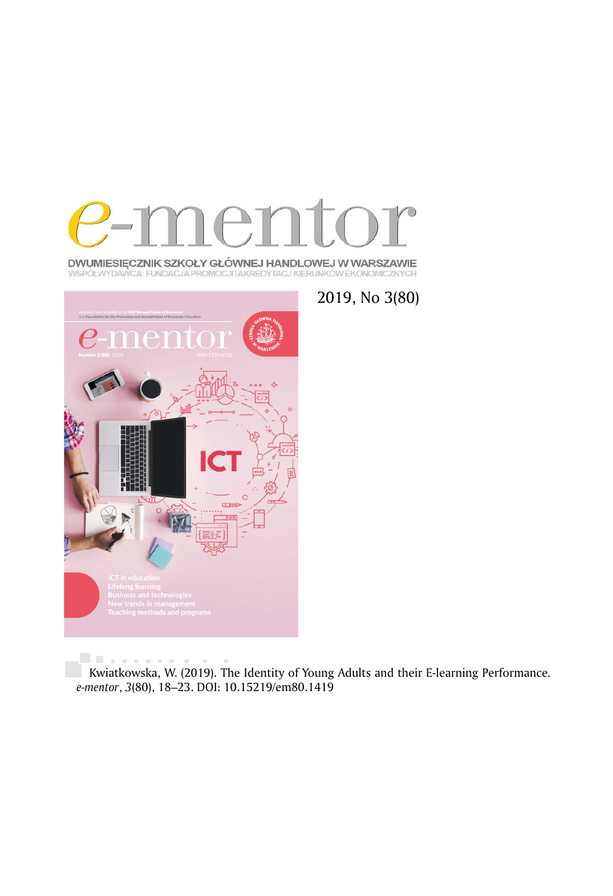# e-mentor

DWUMIESIĘCZNIK SZKOŁY GŁÓWNEJ HANDLOWEJ W WARSZAWIE
WSPÓŁWYDAWCA: FUNDACJA PROMOCJI I AKREDYTACJI KIERUNKÓW EKONOMICZNYCH

2019, No 3(80)

Kwiatkowska, W. (2019). The Identity of Young Adults and their E-learning Performance. *e-mentor*, *3*(80), 18–23. DOI: 10.15219/em80.1419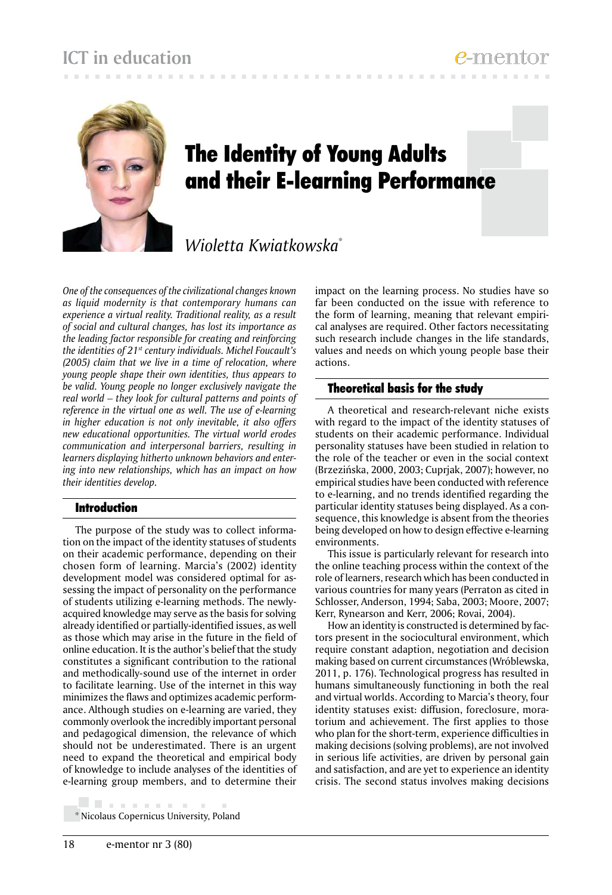# The Identity of Young Adults and their E-learning Performance

*Wioletta Kwiatkowska*[*]

*One of the consequences of the civilizational changes known as liquid modernity is that contemporary humans can experience a virtual reality. Traditional reality, as a result of social and cultural changes, has lost its importance as the leading factor responsible for creating and reinforcing the identities of 21st century individuals. Michel Foucault's (2005) claim that we live in a time of relocation, where young people shape their own identities, thus appears to be valid. Young people no longer exclusively navigate the real world – they look for cultural patterns and points of reference in the virtual one as well. The use of e-learning in higher education is not only inevitable, it also offers new educational opportunities. The virtual world erodes communication and interpersonal barriers, resulting in learners displaying hitherto unknown behaviors and entering into new relationships, which has an impact on how their identities develop.*

## Introduction

The purpose of the study was to collect information on the impact of the identity statuses of students on their academic performance, depending on their chosen form of learning. Marcia's (2002) identity development model was considered optimal for assessing the impact of personality on the performance of students utilizing e-learning methods. The newly-acquired knowledge may serve as the basis for solving already identified or partially-identified issues, as well as those which may arise in the future in the field of online education. It is the author's belief that the study constitutes a significant contribution to the rational and methodically-sound use of the internet in order to facilitate learning. Use of the internet in this way minimizes the flaws and optimizes academic performance. Although studies on e-learning are varied, they commonly overlook the incredibly important personal and pedagogical dimension, the relevance of which should not be underestimated. There is an urgent need to expand the theoretical and empirical body of knowledge to include analyses of the identities of e-learning group members, and to determine their impact on the learning process. No studies have so far been conducted on the issue with reference to the form of learning, meaning that relevant empirical analyses are required. Other factors necessitating such research include changes in the life standards, values and needs on which young people base their actions.

## Theoretical basis for the study

A theoretical and research-relevant niche exists with regard to the impact of the identity statuses of students on their academic performance. Individual personality statuses have been studied in relation to the role of the teacher or even in the social context (Brzezińska, 2000, 2003; Cuprjak, 2007); however, no empirical studies have been conducted with reference to e-learning, and no trends identified regarding the particular identity statuses being displayed. As a consequence, this knowledge is absent from the theories being developed on how to design effective e-learning environments.

This issue is particularly relevant for research into the online teaching process within the context of the role of learners, research which has been conducted in various countries for many years (Perraton as cited in Schlosser, Anderson, 1994; Saba, 2003; Moore, 2007; Kerr, Rynearson and Kerr, 2006; Rovai, 2004).

How an identity is constructed is determined by factors present in the sociocultural environment, which require constant adaption, negotiation and decision making based on current circumstances (Wróblewska, 2011, p. 176). Technological progress has resulted in humans simultaneously functioning in both the real and virtual worlds. According to Marcia's theory, four identity statuses exist: diffusion, foreclosure, moratorium and achievement. The first applies to those who plan for the short-term, experience difficulties in making decisions (solving problems), are not involved in serious life activities, are driven by personal gain and satisfaction, and are yet to experience an identity crisis. The second status involves making decisions

[*] Nicolaus Copernicus University, Poland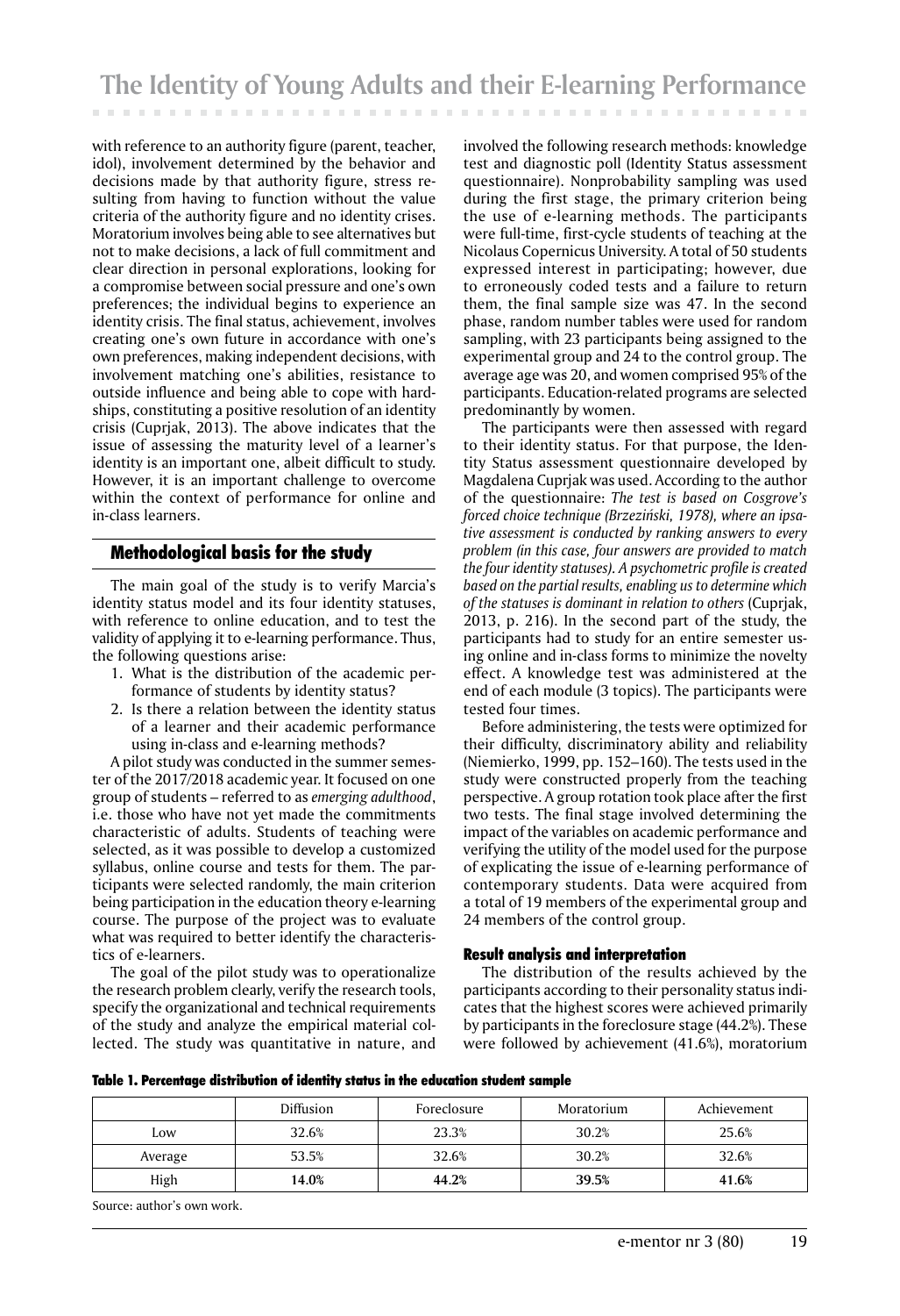with reference to an authority figure (parent, teacher, idol), involvement determined by the behavior and decisions made by that authority figure, stress resulting from having to function without the value criteria of the authority figure and no identity crises. Moratorium involves being able to see alternatives but not to make decisions, a lack of full commitment and clear direction in personal explorations, looking for a compromise between social pressure and one's own preferences; the individual begins to experience an identity crisis. The final status, achievement, involves creating one's own future in accordance with one's own preferences, making independent decisions, with involvement matching one's abilities, resistance to outside influence and being able to cope with hardships, constituting a positive resolution of an identity crisis (Cuprjak, 2013). The above indicates that the issue of assessing the maturity level of a learner's identity is an important one, albeit difficult to study. However, it is an important challenge to overcome within the context of performance for online and in-class learners.

## Methodological basis for the study

The main goal of the study is to verify Marcia's identity status model and its four identity statuses, with reference to online education, and to test the validity of applying it to e-learning performance. Thus, the following questions arise:

1. What is the distribution of the academic performance of students by identity status?
2. Is there a relation between the identity status of a learner and their academic performance using in-class and e-learning methods?

A pilot study was conducted in the summer semester of the 2017/2018 academic year. It focused on one group of students – referred to as *emerging adulthood*, i.e. those who have not yet made the commitments characteristic of adults. Students of teaching were selected, as it was possible to develop a customized syllabus, online course and tests for them. The participants were selected randomly, the main criterion being participation in the education theory e-learning course. The purpose of the project was to evaluate what was required to better identify the characteristics of e-learners.

The goal of the pilot study was to operationalize the research problem clearly, verify the research tools, specify the organizational and technical requirements of the study and analyze the empirical material collected. The study was quantitative in nature, and involved the following research methods: knowledge test and diagnostic poll (Identity Status assessment questionnaire). Nonprobability sampling was used during the first stage, the primary criterion being the use of e-learning methods. The participants were full-time, first-cycle students of teaching at the Nicolaus Copernicus University. A total of 50 students expressed interest in participating; however, due to erroneously coded tests and a failure to return them, the final sample size was 47. In the second phase, random number tables were used for random sampling, with 23 participants being assigned to the experimental group and 24 to the control group. The average age was 20, and women comprised 95% of the participants. Education-related programs are selected predominantly by women.

The participants were then assessed with regard to their identity status. For that purpose, the Identity Status assessment questionnaire developed by Magdalena Cuprjak was used. According to the author of the questionnaire: *The test is based on Cosgrove's forced choice technique (Brzeziński, 1978), where an ipsative assessment is conducted by ranking answers to every problem (in this case, four answers are provided to match the four identity statuses). A psychometric profile is created based on the partial results, enabling us to determine which of the statuses is dominant in relation to others* (Cuprjak, 2013, p. 216). In the second part of the study, the participants had to study for an entire semester using online and in-class forms to minimize the novelty effect. A knowledge test was administered at the end of each module (3 topics). The participants were tested four times.

Before administering, the tests were optimized for their difficulty, discriminatory ability and reliability (Niemierko, 1999, pp. 152–160). The tests used in the study were constructed properly from the teaching perspective. A group rotation took place after the first two tests. The final stage involved determining the impact of the variables on academic performance and verifying the utility of the model used for the purpose of explicating the issue of e-learning performance of contemporary students. Data were acquired from a total of 19 members of the experimental group and 24 members of the control group.

### Result analysis and interpretation

The distribution of the results achieved by the participants according to their personality status indicates that the highest scores were achieved primarily by participants in the foreclosure stage (44.2%). These were followed by achievement (41.6%), moratorium

**Table 1. Percentage distribution of identity status in the education student sample**

| | Diffusion | Foreclosure | Moratorium | Achievement |
|---|---|---|---|---|
| Low | 32.6% | 23.3% | 30.2% | 25.6% |
| Average | 53.5% | 32.6% | 30.2% | 32.6% |
| High | **14.0%** | **44.2%** | **39.5%** | **41.6%** |

Source: author's own work.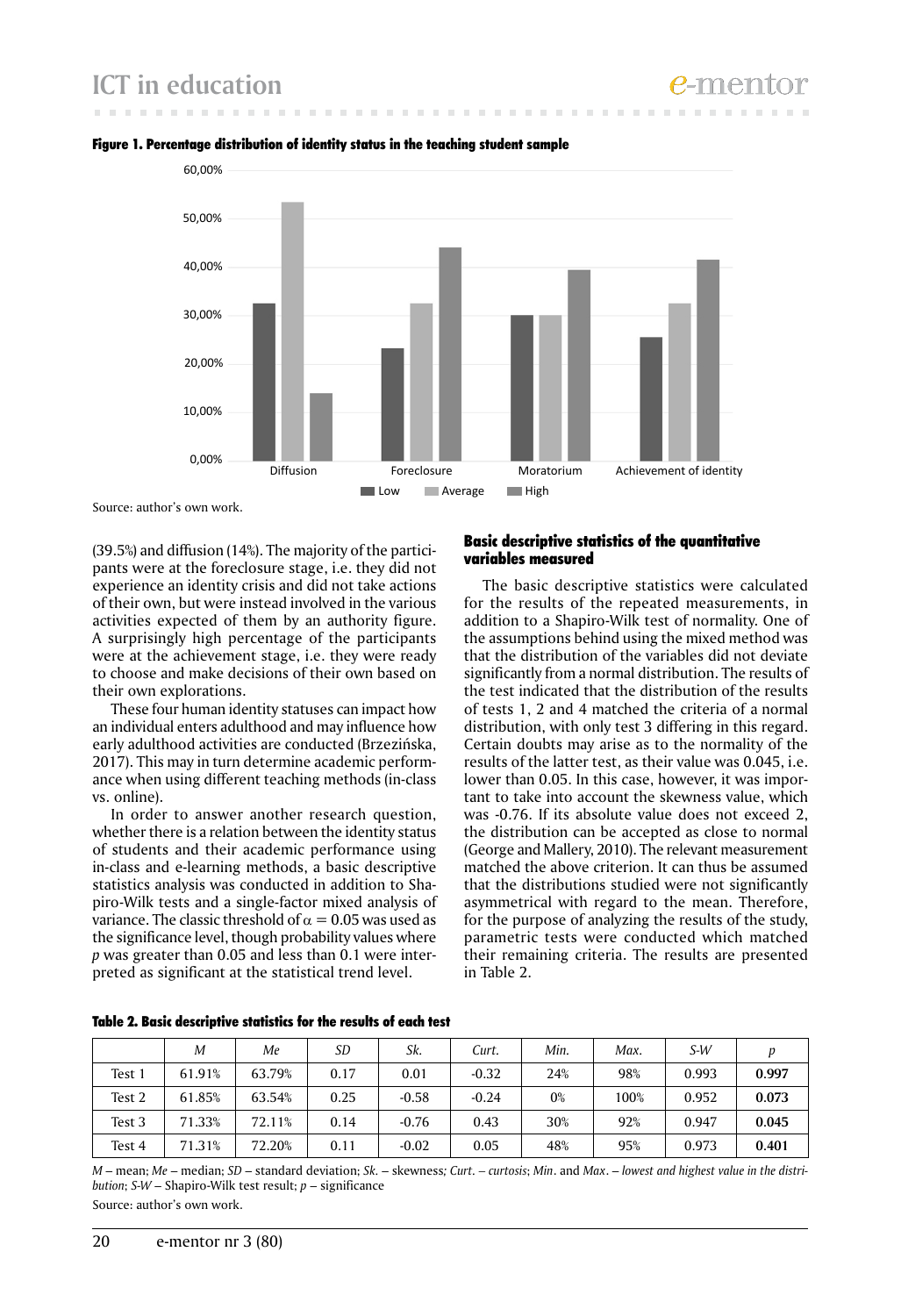**Figure 1. Percentage distribution of identity status in the teaching student sample**

Source: author's own work.

(39.5%) and diffusion (14%). The majority of the participants were at the foreclosure stage, i.e. they did not experience an identity crisis and did not take actions of their own, but were instead involved in the various activities expected of them by an authority figure. A surprisingly high percentage of the participants were at the achievement stage, i.e. they were ready to choose and make decisions of their own based on their own explorations.

These four human identity statuses can impact how an individual enters adulthood and may influence how early adulthood activities are conducted (Brzezińska, 2017). This may in turn determine academic performance when using different teaching methods (in-class vs. online).

In order to answer another research question, whether there is a relation between the identity status of students and their academic performance using in-class and e-learning methods, a basic descriptive statistics analysis was conducted in addition to Shapiro-Wilk tests and a single-factor mixed analysis of variance. The classic threshold of $\alpha = 0.05$ was used as the significance level, though probability values where *p* was greater than 0.05 and less than 0.1 were interpreted as significant at the statistical trend level.

### Basic descriptive statistics of the quantitative variables measured

The basic descriptive statistics were calculated for the results of the repeated measurements, in addition to a Shapiro-Wilk test of normality. One of the assumptions behind using the mixed method was that the distribution of the variables did not deviate significantly from a normal distribution. The results of the test indicated that the distribution of the results of tests 1, 2 and 4 matched the criteria of a normal distribution, with only test 3 differing in this regard. Certain doubts may arise as to the normality of the results of the latter test, as their value was 0.045, i.e. lower than 0.05. In this case, however, it was important to take into account the skewness value, which was -0.76. If its absolute value does not exceed 2, the distribution can be accepted as close to normal (George and Mallery, 2010). The relevant measurement matched the above criterion. It can thus be assumed that the distributions studied were not significantly asymmetrical with regard to the mean. Therefore, for the purpose of analyzing the results of the study, parametric tests were conducted which matched their remaining criteria. The results are presented in Table 2.

**Table 2. Basic descriptive statistics for the results of each test**

| | *M* | *Me* | *SD* | *Sk.* | *Curt.* | *Min.* | *Max.* | *S-W* | *p* |
|---|---|---|---|---|---|---|---|---|---|
| Test 1 | 61.91% | 63.79% | 0.17 | 0.01 | -0.32 | 24% | 98% | 0.993 | **0.997** |
| Test 2 | 61.85% | 63.54% | 0.25 | -0.58 | -0.24 | 0% | 100% | 0.952 | **0.073** |
| Test 3 | 71.33% | 72.11% | 0.14 | -0.76 | 0.43 | 30% | 92% | 0.947 | **0.045** |
| Test 4 | 71.31% | 72.20% | 0.11 | -0.02 | 0.05 | 48% | 95% | 0.973 | **0.401** |

*M* – mean; *Me* – median; *SD* – standard deviation; *Sk.* – skewness; *Curt. – curtosis*; *Min.* and *Max. – lowest and highest value in the distribution*; *S-W* – Shapiro-Wilk test result; *p* – significance

Source: author's own work.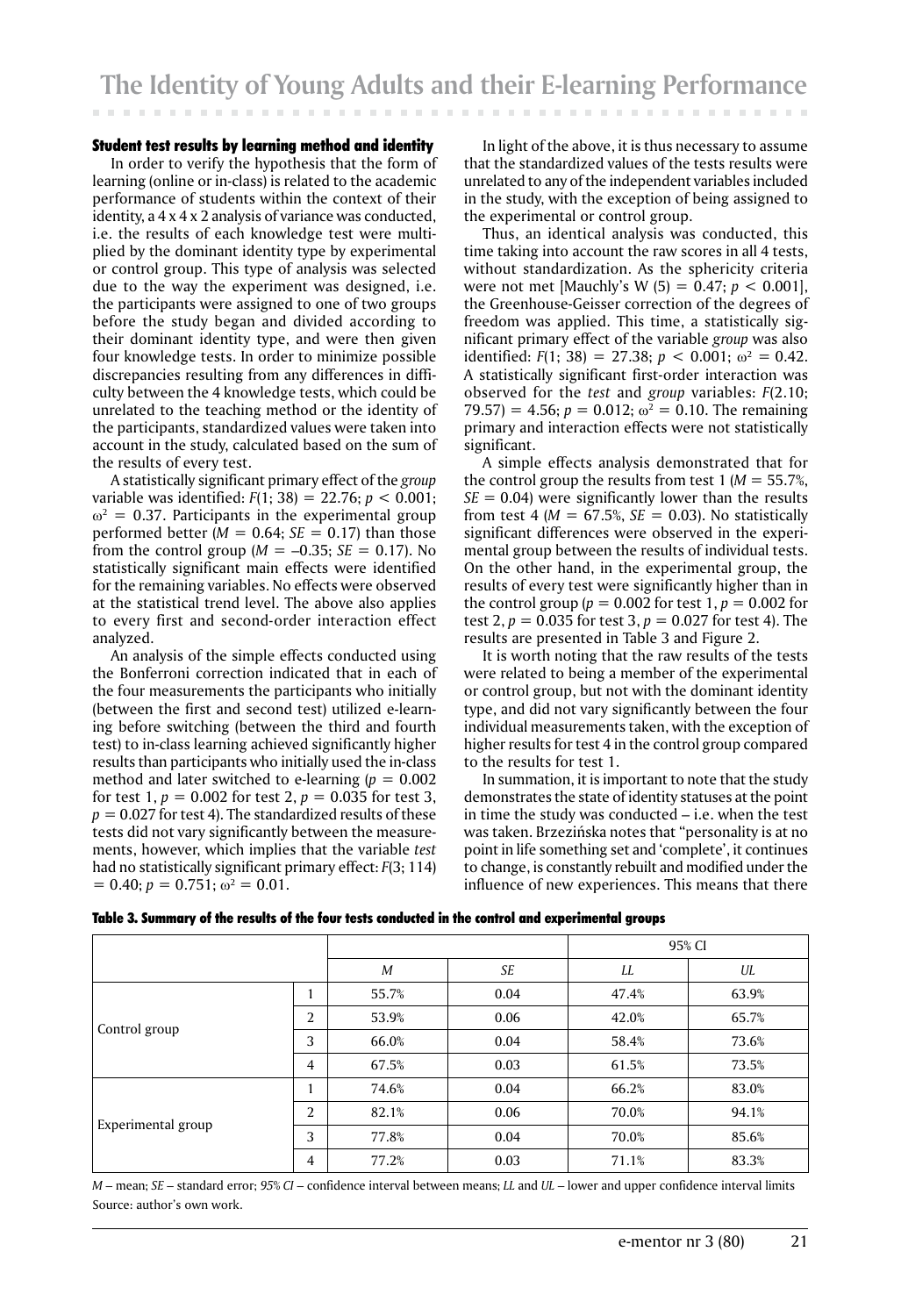### Student test results by learning method and identity

In order to verify the hypothesis that the form of learning (online or in-class) is related to the academic performance of students within the context of their identity, a 4 x 4 x 2 analysis of variance was conducted, i.e. the results of each knowledge test were multiplied by the dominant identity type by experimental or control group. This type of analysis was selected due to the way the experiment was designed, i.e. the participants were assigned to one of two groups before the study began and divided according to their dominant identity type, and were then given four knowledge tests. In order to minimize possible discrepancies resulting from any differences in difficulty between the 4 knowledge tests, which could be unrelated to the teaching method or the identity of the participants, standardized values were taken into account in the study, calculated based on the sum of the results of every test.

A statistically significant primary effect of the *group* variable was identified: $F(1; 38) = 22.76$; $p < 0.001$; $\omega^2 = 0.37$. Participants in the experimental group performed better ($M = 0.64$; $SE = 0.17$) than those from the control group ($M = -0.35$; $SE = 0.17$). No statistically significant main effects were identified for the remaining variables. No effects were observed at the statistical trend level. The above also applies to every first and second-order interaction effect analyzed.

An analysis of the simple effects conducted using the Bonferroni correction indicated that in each of the four measurements the participants who initially (between the first and second test) utilized e-learning before switching (between the third and fourth test) to in-class learning achieved significantly higher results than participants who initially used the in-class method and later switched to e-learning ($p = 0.002$ for test 1, $p = 0.002$ for test 2, $p = 0.035$ for test 3, $p = 0.027$ for test 4). The standardized results of these tests did not vary significantly between the measurements, however, which implies that the variable *test* had no statistically significant primary effect: $F(3; 114) = 0.40$; $p = 0.751$; $\omega^2 = 0.01$.

In light of the above, it is thus necessary to assume that the standardized values of the tests results were unrelated to any of the independent variables included in the study, with the exception of being assigned to the experimental or control group.

Thus, an identical analysis was conducted, this time taking into account the raw scores in all 4 tests, without standardization. As the sphericity criteria were not met [Mauchly's W (5) = 0.47; $p < 0.001$], the Greenhouse-Geisser correction of the degrees of freedom was applied. This time, a statistically significant primary effect of the variable *group* was also identified: $F(1; 38) = 27.38$; $p < 0.001$; $\omega^2 = 0.42$. A statistically significant first-order interaction was observed for the *test* and *group* variables: $F(2.10; 79.57) = 4.56$; $p = 0.012$; $\omega^2 = 0.10$. The remaining primary and interaction effects were not statistically significant.

A simple effects analysis demonstrated that for the control group the results from test 1 ($M = 55.7\%$, $SE = 0.04$) were significantly lower than the results from test 4 ($M = 67.5\%$, $SE = 0.03$). No statistically significant differences were observed in the experimental group between the results of individual tests. On the other hand, in the experimental group, the results of every test were significantly higher than in the control group ($p = 0.002$ for test 1, $p = 0.002$ for test 2, $p = 0.035$ for test 3, $p = 0.027$ for test 4). The results are presented in Table 3 and Figure 2.

It is worth noting that the raw results of the tests were related to being a member of the experimental or control group, but not with the dominant identity type, and did not vary significantly between the four individual measurements taken, with the exception of higher results for test 4 in the control group compared to the results for test 1.

In summation, it is important to note that the study demonstrates the state of identity statuses at the point in time the study was conducted – i.e. when the test was taken. Brzezińska notes that "personality is at no point in life something set and 'complete', it continues to change, is constantly rebuilt and modified under the influence of new experiences. This means that there

**Table 3. Summary of the results of the four tests conducted in the control and experimental groups**

| | | | | 95% CI | |
|---|---|---|---|---|---|
| | | *M* | *SE* | *LL* | *UL* |
| Control group | 1 | 55.7% | 0.04 | 47.4% | 63.9% |
| | 2 | 53.9% | 0.06 | 42.0% | 65.7% |
| | 3 | 66.0% | 0.04 | 58.4% | 73.6% |
| | 4 | 67.5% | 0.03 | 61.5% | 73.5% |
| Experimental group | 1 | 74.6% | 0.04 | 66.2% | 83.0% |
| | 2 | 82.1% | 0.06 | 70.0% | 94.1% |
| | 3 | 77.8% | 0.04 | 70.0% | 85.6% |
| | 4 | 77.2% | 0.03 | 71.1% | 83.3% |

*M* – mean; *SE* – standard error; *95% CI* – confidence interval between means; *LL* and *UL* – lower and upper confidence interval limits
Source: author's own work.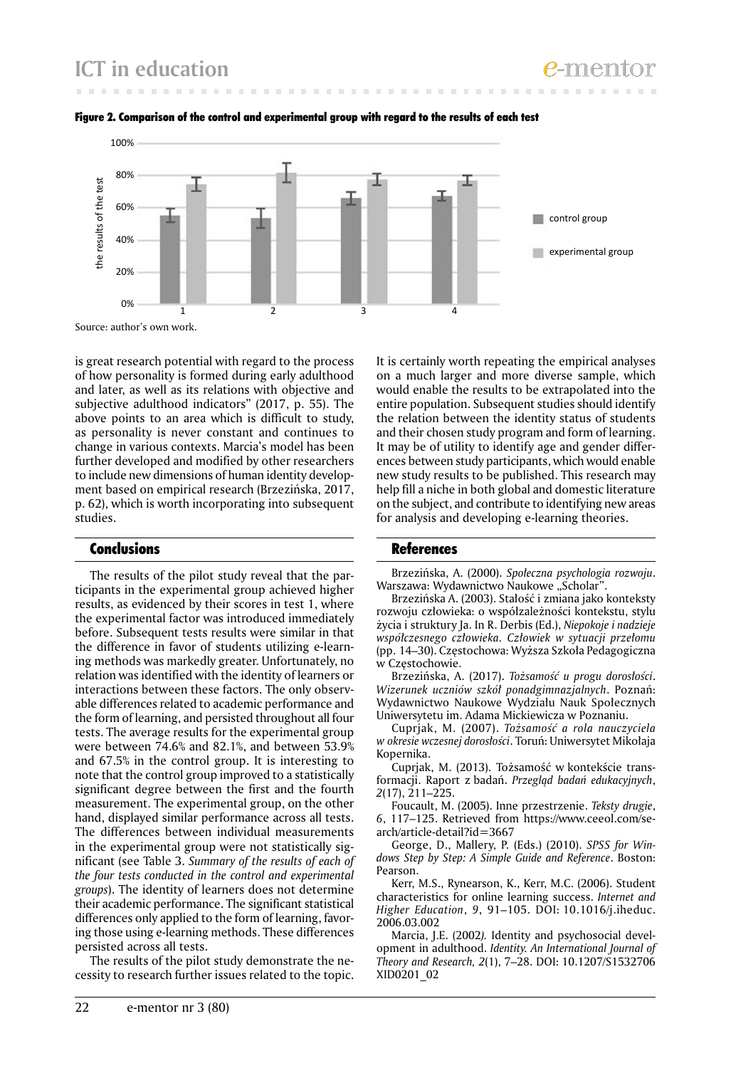**Figure 2. Comparison of the control and experimental group with regard to the results of each test**

Source: author's own work.

is great research potential with regard to the process of how personality is formed during early adulthood and later, as well as its relations with objective and subjective adulthood indicators" (2017, p. 55). The above points to an area which is difficult to study, as personality is never constant and continues to change in various contexts. Marcia's model has been further developed and modified by other researchers to include new dimensions of human identity development based on empirical research (Brzezińska, 2017, p. 62), which is worth incorporating into subsequent studies.

## Conclusions

The results of the pilot study reveal that the participants in the experimental group achieved higher results, as evidenced by their scores in test 1, where the experimental factor was introduced immediately before. Subsequent tests results were similar in that the difference in favor of students utilizing e-learning methods was markedly greater. Unfortunately, no relation was identified with the identity of learners or interactions between these factors. The only observable differences related to academic performance and the form of learning, and persisted throughout all four tests. The average results for the experimental group were between 74.6% and 82.1%, and between 53.9% and 67.5% in the control group. It is interesting to note that the control group improved to a statistically significant degree between the first and the fourth measurement. The experimental group, on the other hand, displayed similar performance across all tests. The differences between individual measurements in the experimental group were not statistically significant (see Table 3. *Summary of the results of each of the four tests conducted in the control and experimental groups*). The identity of learners does not determine their academic performance. The significant statistical differences only applied to the form of learning, favoring those using e-learning methods. These differences persisted across all tests.

The results of the pilot study demonstrate the necessity to research further issues related to the topic. It is certainly worth repeating the empirical analyses on a much larger and more diverse sample, which would enable the results to be extrapolated into the entire population. Subsequent studies should identify the relation between the identity status of students and their chosen study program and form of learning. It may be of utility to identify age and gender differences between study participants, which would enable new study results to be published. This research may help fill a niche in both global and domestic literature on the subject, and contribute to identifying new areas for analysis and developing e-learning theories.

## References

Brzezińska, A. (2000). *Społeczna psychologia rozwoju*. Warszawa: Wydawnictwo Naukowe „Scholar".

Brzezińska A. (2003). Stałość i zmiana jako konteksty rozwoju człowieka: o współzależności kontekstu, stylu życia i struktury Ja. In R. Derbis (Ed.), *Niepokoje i nadzieje współczesnego człowieka. Człowiek w sytuacji przełomu* (pp. 14–30). Częstochowa: Wyższa Szkoła Pedagogiczna w Częstochowie.

Brzezińska, A. (2017). *Tożsamość u progu dorosłości. Wizerunek uczniów szkół ponadgimnazjalnych*. Poznań: Wydawnictwo Naukowe Wydziału Nauk Społecznych Uniwersytetu im. Adama Mickiewicza w Poznaniu.

Cuprjak, M. (2007). *Tożsamość a rola nauczyciela w okresie wczesnej dorosłości*. Toruń: Uniwersytet Mikołaja Kopernika.

Cuprjak, M. (2013). Tożsamość w kontekście transformacji. Raport z badań. *Przegląd badań edukacyjnych*, *2*(17), 211–225.

Foucault, M. (2005). Inne przestrzenie. *Teksty drugie*, *6*, 117–125. Retrieved from https://www.ceeol.com/search/article-detail?id=3667

George, D., Mallery, P. (Eds.) (2010). *SPSS for Windows Step by Step: A Simple Guide and Reference*. Boston: Pearson.

Kerr, M.S., Rynearson, K., Kerr, M.C. (2006). Student characteristics for online learning success. *Internet and Higher Education*, *9*, 91–105. DOI: 10.1016/j.iheduc.2006.03.002

Marcia, J.E. (2002). Identity and psychosocial development in adulthood. *Identity. An International Journal of Theory and Research, 2*(1), 7–28. DOI: 10.1207/S1532706XID0201_02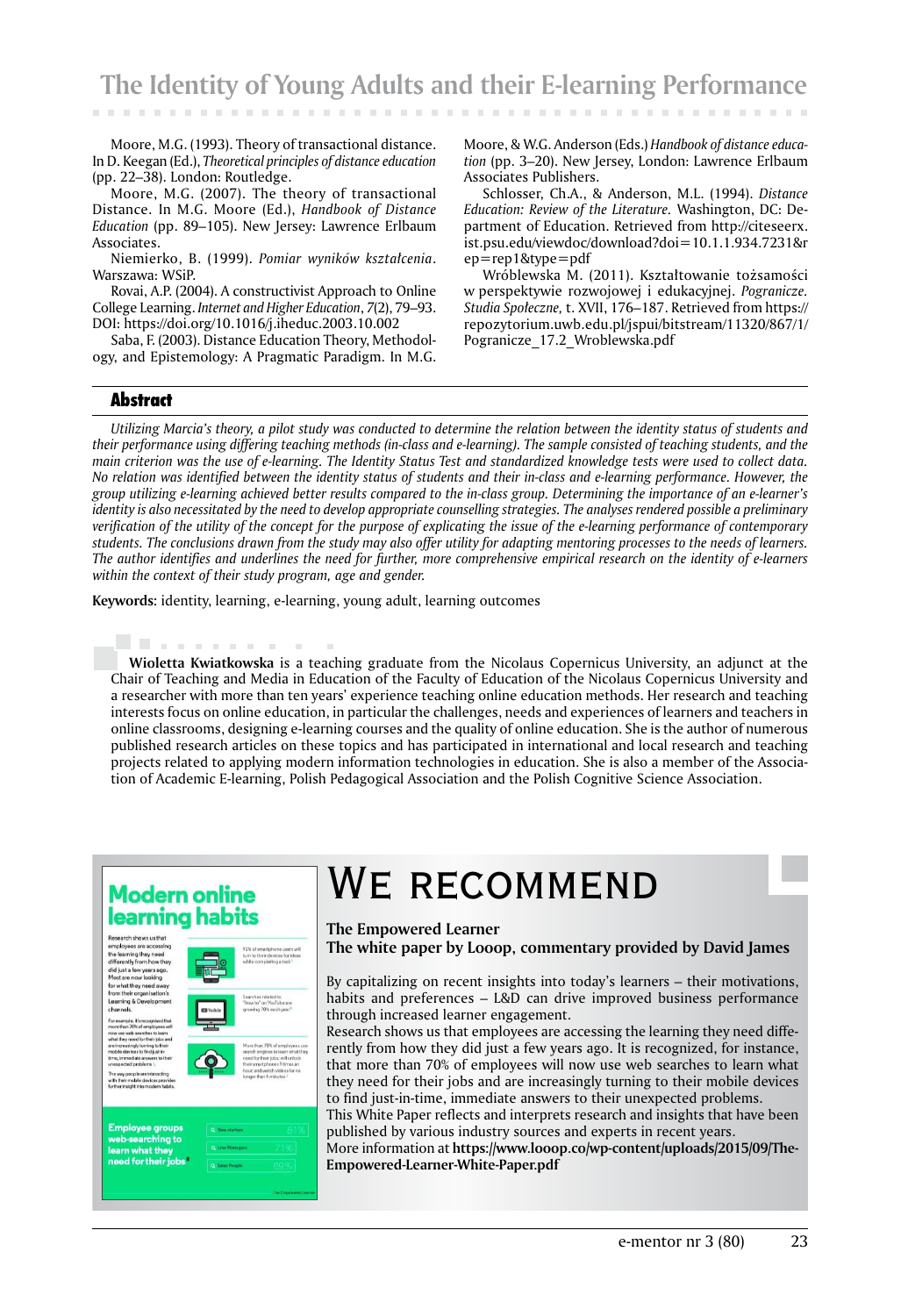Moore, M.G. (1993). Theory of transactional distance. In D. Keegan (Ed.), *Theoretical principles of distance education* (pp. 22–38). London: Routledge.

Moore, M.G. (2007). The theory of transactional Distance. In M.G. Moore (Ed.), *Handbook of Distance Education* (pp. 89–105). New Jersey: Lawrence Erlbaum Associates.

Niemierko, B. (1999). *Pomiar wyników kształcenia*. Warszawa: WSiP.

Rovai, A.P. (2004). A constructivist Approach to Online College Learning. *Internet and Higher Education*, *7*(2), 79–93. DOI: https://doi.org/10.1016/j.iheduc.2003.10.002

Saba, F. (2003). Distance Education Theory, Methodology, and Epistemology: A Pragmatic Paradigm. In M.G. Moore, & W.G. Anderson (Eds.) *Handbook of distance education* (pp. 3–20). New Jersey, London: Lawrence Erlbaum Associates Publishers.

Schlosser, Ch.A., & Anderson, M.L. (1994). *Distance Education: Review of the Literature*. Washington, DC: Department of Education. Retrieved from http://citeseerx.ist.psu.edu/viewdoc/download?doi=10.1.1.934.7231&rep=rep1&type=pdf

Wróblewska M. (2011). Kształtowanie tożsamości w perspektywie rozwojowej i edukacyjnej. *Pogranicze. Studia Społeczne*, t. XVII, 176–187. Retrieved from https://repozytorium.uwb.edu.pl/jspui/bitstream/11320/867/1/Pogranicze_17.2_Wroblewska.pdf

## Abstract

*Utilizing Marcia's theory, a pilot study was conducted to determine the relation between the identity status of students and their performance using differing teaching methods (in-class and e-learning). The sample consisted of teaching students, and the main criterion was the use of e-learning. The Identity Status Test and standardized knowledge tests were used to collect data. No relation was identified between the identity status of students and their in-class and e-learning performance. However, the group utilizing e-learning achieved better results compared to the in-class group. Determining the importance of an e-learner's identity is also necessitated by the need to develop appropriate counselling strategies. The analyses rendered possible a preliminary verification of the utility of the concept for the purpose of explicating the issue of the e-learning performance of contemporary students. The conclusions drawn from the study may also offer utility for adapting mentoring processes to the needs of learners. The author identifies and underlines the need for further, more comprehensive empirical research on the identity of e-learners within the context of their study program, age and gender.*

**Keywords**: identity, learning, e-learning, young adult, learning outcomes

**Wioletta Kwiatkowska** is a teaching graduate from the Nicolaus Copernicus University, an adjunct at the Chair of Teaching and Media in Education of the Faculty of Education of the Nicolaus Copernicus University and a researcher with more than ten years' experience teaching online education methods. Her research and teaching interests focus on online education, in particular the challenges, needs and experiences of learners and teachers in online classrooms, designing e-learning courses and the quality of online education. She is the author of numerous published research articles on these topics and has participated in international and local research and teaching projects related to applying modern information technologies in education. She is also a member of the Association of Academic E-learning, Polish Pedagogical Association and the Polish Cognitive Science Association.

## We recommend

**The Empowered Learner**
**The white paper by Looop, commentary provided by David James**

By capitalizing on recent insights into today's learners – their motivations, habits and preferences – L&D can drive improved business performance through increased learner engagement.

Research shows us that employees are accessing the learning they need differently from how they did just a few years ago. It is recognized, for instance, that more than 70% of employees will now use web searches to learn what they need for their jobs and are increasingly turning to their mobile devices to find just-in-time, immediate answers to their unexpected problems.

This White Paper reflects and interprets research and insights that have been published by various industry sources and experts in recent years.

More information at **https://www.looop.co/wp-content/uploads/2015/09/The-Empowered-Learner-White-Paper.pdf**